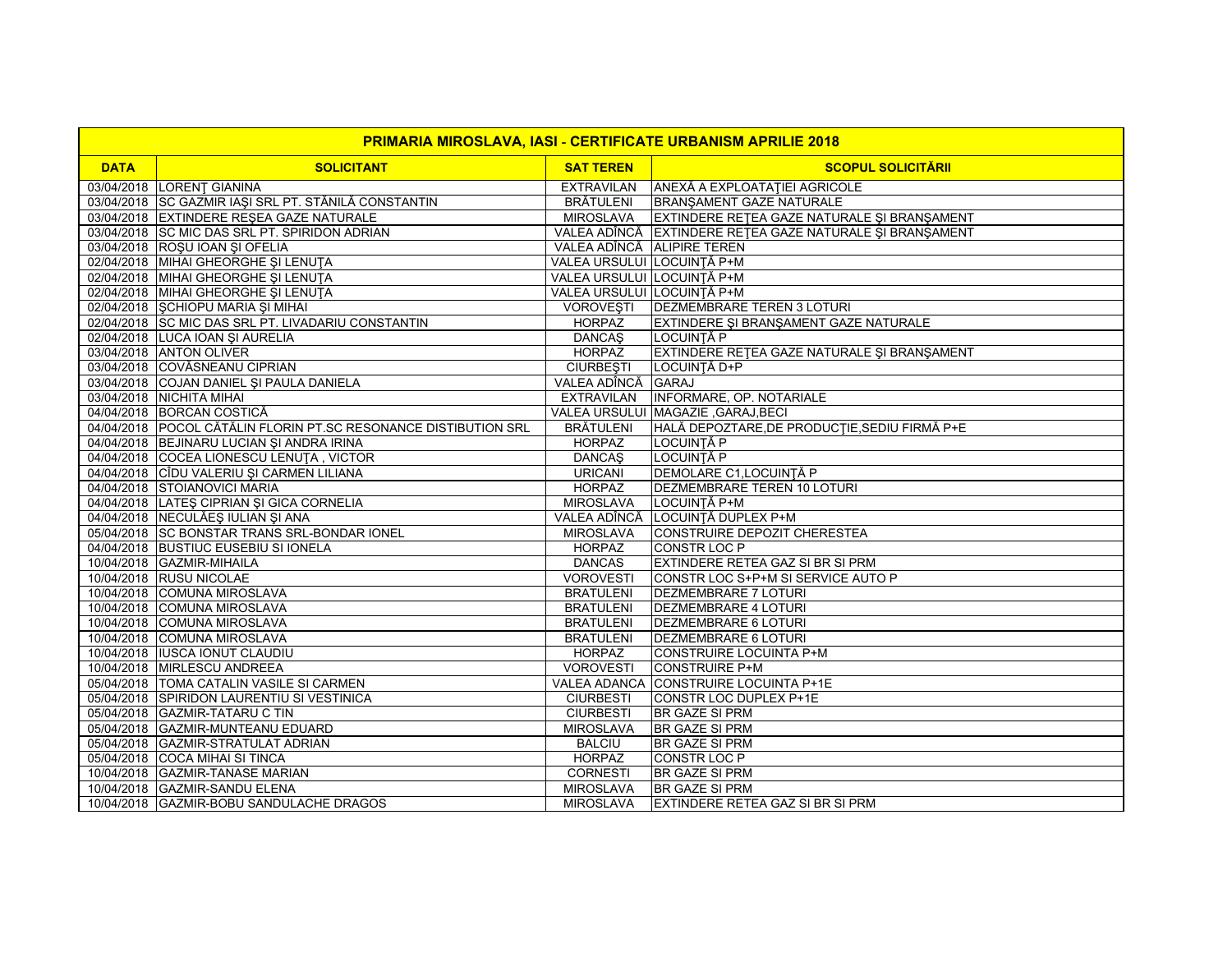| PRIMARIA MIROSLAVA, IASI - CERTIFICATE URBANISM APRILIE 2018 | | | |
|---|---|---|---|
| **DATA** | **SOLICITANT** | **SAT TEREN** | **SCOPUL SOLICITĂRII** |
| 03/04/2018 | LORENŢ GIANINA | EXTRAVILAN | ANEXĂ A EXPLOATAŢIEI AGRICOLE |
| 03/04/2018 | SC GAZMIR IAŞI SRL PT. STĂNILĂ CONSTANTIN | BRĂTULENI | BRANŞAMENT GAZE NATURALE |
| 03/04/2018 | EXTINDERE REŞEA GAZE NATURALE | MIROSLAVA | EXTINDERE REŢEA GAZE NATURALE ŞI BRANŞAMENT |
| 03/04/2018 | SC MIC DAS SRL PT. SPIRIDON ADRIAN | VALEA ADÎNCĂ | EXTINDERE REŢEA GAZE NATURALE ŞI BRANŞAMENT |
| 03/04/2018 | ROŞU IOAN ŞI OFELIA | VALEA ADÎNCĂ | ALIPIRE TEREN |
| 02/04/2018 | MIHAI GHEORGHE ŞI LENUŢA | VALEA URSULUI | LOCUINŢĂ P+M |
| 02/04/2018 | MIHAI GHEORGHE ŞI LENUŢA | VALEA URSULUI | LOCUINŢĂ P+M |
| 02/04/2018 | MIHAI GHEORGHE ŞI LENUŢA | VALEA URSULUI | LOCUINŢĂ P+M |
| 02/04/2018 | ŞCHIOPU MARIA ŞI MIHAI | VOROVEŞTI | DEZMEMBRARE TEREN 3 LOTURI |
| 02/04/2018 | SC MIC DAS SRL PT. LIVADARIU CONSTANTIN | HORPAZ | EXTINDERE ŞI BRANŞAMENT GAZE NATURALE |
| 02/04/2018 | LUCA IOAN ŞI AURELIA | DANCAŞ | LOCUINŢĂ P |
| 03/04/2018 | ANTON OLIVER | HORPAZ | EXTINDERE REŢEA GAZE NATURALE ŞI BRANŞAMENT |
| 03/04/2018 | COVĂSNEANU CIPRIAN | CIURBEŞTI | LOCUINŢĂ D+P |
| 03/04/2018 | COJAN DANIEL ŞI PAULA DANIELA | VALEA ADÎNCĂ | GARAJ |
| 03/04/2018 | NICHITA MIHAI | EXTRAVILAN | INFORMARE, OP. NOTARIALE |
| 04/04/2018 | BORCAN COSTICĂ | VALEA URSULUI | MAGAZIE ,GARAJ,BECI |
| 04/04/2018 | POCOL CĂTĂLIN FLORIN PT.SC RESONANCE DISTIBUTION SRL | BRĂTULENI | HALĂ DEPOZTARE,DE PRODUCŢIE,SEDIU FIRMĂ P+E |
| 04/04/2018 | BEJINARU LUCIAN ŞI ANDRA IRINA | HORPAZ | LOCUINŢĂ P |
| 04/04/2018 | COCEA LIONESCU LENUŢA , VICTOR | DANCAŞ | LOCUINŢĂ P |
| 04/04/2018 | CÎDU VALERIU ŞI CARMEN LILIANA | URICANI | DEMOLARE C1,LOCUINŢĂ P |
| 04/04/2018 | STOIANOVICI MARIA | HORPAZ | DEZMEMBRARE TEREN 10 LOTURI |
| 04/04/2018 | LATEŞ CIPRIAN ŞI GICA CORNELIA | MIROSLAVA | LOCUINŢĂ P+M |
| 04/04/2018 | NECULĂEŞ IULIAN ŞI ANA | VALEA ADÎNCĂ | LOCUINŢĂ DUPLEX P+M |
| 05/04/2018 | SC BONSTAR TRANS SRL-BONDAR IONEL | MIROSLAVA | CONSTRUIRE DEPOZIT CHERESTEA |
| 04/04/2018 | BUSTIUC EUSEBIU SI IONELA | HORPAZ | CONSTR LOC P |
| 10/04/2018 | GAZMIR-MIHAILA | DANCAS | EXTINDERE RETEA GAZ SI BR SI PRM |
| 10/04/2018 | RUSU NICOLAE | VOROVESTI | CONSTR LOC S+P+M SI SERVICE AUTO P |
| 10/04/2018 | COMUNA MIROSLAVA | BRATULENI | DEZMEMBRARE 7 LOTURI |
| 10/04/2018 | COMUNA MIROSLAVA | BRATULENI | DEZMEMBRARE 4 LOTURI |
| 10/04/2018 | COMUNA MIROSLAVA | BRATULENI | DEZMEMBRARE 6 LOTURI |
| 10/04/2018 | COMUNA MIROSLAVA | BRATULENI | DEZMEMBRARE 6 LOTURI |
| 10/04/2018 | IUSCA IONUT CLAUDIU | HORPAZ | CONSTRUIRE LOCUINTA P+M |
| 10/04/2018 | MIRLESCU ANDREEA | VOROVESTI | CONSTRUIRE P+M |
| 05/04/2018 | TOMA CATALIN VASILE SI CARMEN | VALEA ADANCA | CONSTRUIRE LOCUINTA P+1E |
| 05/04/2018 | SPIRIDON LAURENTIU SI VESTINICA | CIURBESTI | CONSTR LOC DUPLEX P+1E |
| 05/04/2018 | GAZMIR-TATARU C TIN | CIURBESTI | BR GAZE SI PRM |
| 05/04/2018 | GAZMIR-MUNTEANU EDUARD | MIROSLAVA | BR GAZE SI PRM |
| 05/04/2018 | GAZMIR-STRATULAT ADRIAN | BALCIU | BR GAZE SI PRM |
| 05/04/2018 | COCA MIHAI SI TINCA | HORPAZ | CONSTR LOC P |
| 10/04/2018 | GAZMIR-TANASE MARIAN | CORNESTI | BR GAZE SI PRM |
| 10/04/2018 | GAZMIR-SANDU ELENA | MIROSLAVA | BR GAZE SI PRM |
| 10/04/2018 | GAZMIR-BOBU SANDULACHE DRAGOS | MIROSLAVA | EXTINDERE RETEA GAZ SI BR SI PRM |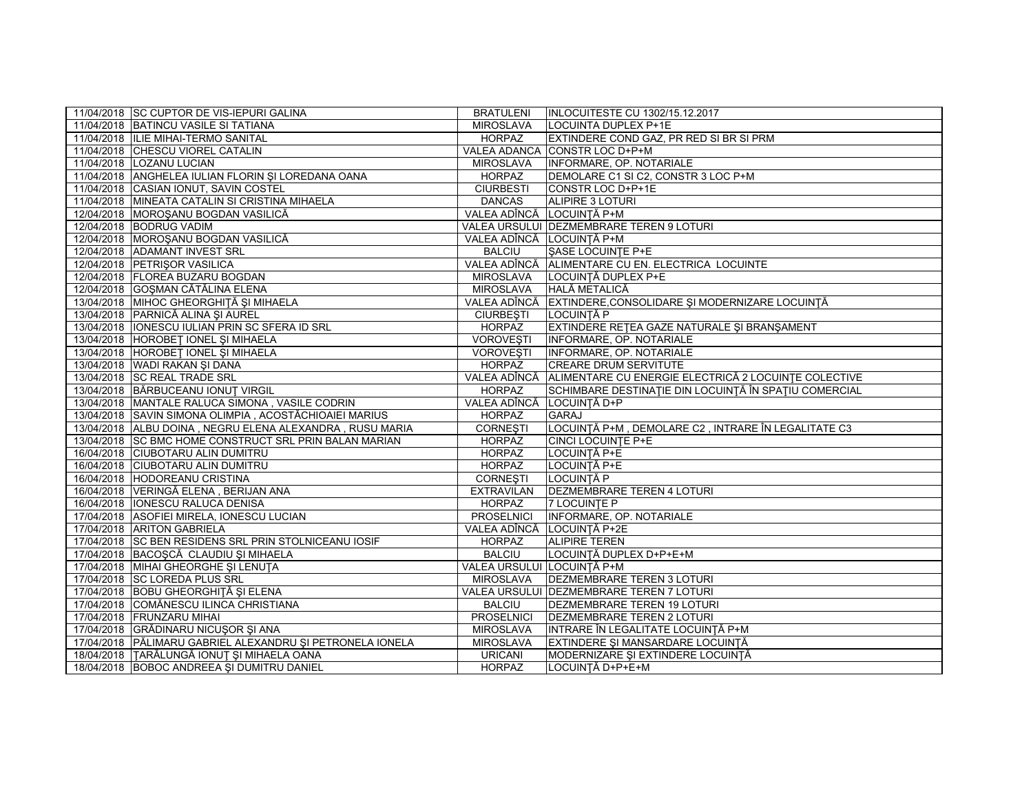| | | | |
|---|---|---|---|
| 11/04/2018 | SC CUPTOR DE VIS-IEPURI GALINA | BRATULENI | INLOCUITESTE CU 1302/15.12.2017 |
| 11/04/2018 | BATINCU VASILE SI TATIANA | MIROSLAVA | LOCUINTA DUPLEX P+1E |
| 11/04/2018 | ILIE MIHAI-TERMO SANITAL | HORPAZ | EXTINDERE COND GAZ, PR RED SI BR SI PRM |
| 11/04/2018 | CHESCU VIOREL CATALIN | VALEA ADANCA | CONSTR LOC D+P+M |
| 11/04/2018 | LOZANU LUCIAN | MIROSLAVA | INFORMARE, OP. NOTARIALE |
| 11/04/2018 | ANGHELEA IULIAN FLORIN ŞI LOREDANA OANA | HORPAZ | DEMOLARE C1 SI C2, CONSTR 3 LOC P+M |
| 11/04/2018 | CASIAN IONUT, SAVIN COSTEL | CIURBESTI | CONSTR LOC D+P+1E |
| 11/04/2018 | MINEATA CATALIN SI CRISTINA MIHAELA | DANCAS | ALIPIRE 3 LOTURI |
| 12/04/2018 | MOROŞANU BOGDAN VASILICĂ | VALEA ADÎNCĂ | LOCUINŢĂ P+M |
| 12/04/2018 | BODRUG VADIM | VALEA URSULUI | DEZMEMBRARE TEREN 9 LOTURI |
| 12/04/2018 | MOROŞANU BOGDAN VASILICĂ | VALEA ADÎNCĂ | LOCUINŢĂ P+M |
| 12/04/2018 | ADAMANT INVEST SRL | BALCIU | ŞASE LOCUINŢE P+E |
| 12/04/2018 | PETRIŞOR VASILICA | VALEA ADÎNCĂ | ALIMENTARE CU EN. ELECTRICA LOCUINTE |
| 12/04/2018 | FLOREA BUZARU BOGDAN | MIROSLAVA | LOCUINŢĂ DUPLEX P+E |
| 12/04/2018 | GOŞMAN CĂTĂLINA ELENA | MIROSLAVA | HALĂ METALICĂ |
| 13/04/2018 | MIHOC GHEORGHIŢĂ ŞI MIHAELA | VALEA ADÎNCĂ | EXTINDERE,CONSOLIDARE ŞI MODERNIZARE LOCUINŢĂ |
| 13/04/2018 | PARNICĂ ALINA ŞI AUREL | CIURBEŞTI | LOCUINŢĂ P |
| 13/04/2018 | IONESCU IULIAN PRIN SC SFERA ID SRL | HORPAZ | EXTINDERE REŢEA GAZE NATURALE ŞI BRANŞAMENT |
| 13/04/2018 | HOROBEŢ IONEL ŞI MIHAELA | VOROVEŞTI | INFORMARE, OP. NOTARIALE |
| 13/04/2018 | HOROBEŢ IONEL ŞI MIHAELA | VOROVEŞTI | INFORMARE, OP. NOTARIALE |
| 13/04/2018 | WADI RAKAN ŞI DANA | HORPAZ | CREARE DRUM SERVITUTE |
| 13/04/2018 | SC REAL TRADE SRL | VALEA ADÎNCĂ | ALIMENTARE CU ENERGIE ELECTRICĂ 2 LOCUINŢE COLECTIVE |
| 13/04/2018 | BĂRBUCEANU IONUŢ VIRGIL | HORPAZ | SCHIMBARE DESTINAŢIE DIN LOCUINŢĂ ÎN SPAŢIU COMERCIAL |
| 13/04/2018 | MANTALE RALUCA SIMONA , VASILE CODRIN | VALEA ADÎNCĂ | LOCUINŢĂ D+P |
| 13/04/2018 | SAVIN SIMONA OLIMPIA , ACOSTĂCHIOAIEI MARIUS | HORPAZ | GARAJ |
| 13/04/2018 | ALBU DOINA , NEGRU ELENA ALEXANDRA , RUSU MARIA | CORNEŞTI | LOCUINŢĂ P+M , DEMOLARE C2 , INTRARE ÎN LEGALITATE C3 |
| 13/04/2018 | SC BMC HOME CONSTRUCT SRL PRIN BALAN MARIAN | HORPAZ | CINCI LOCUINŢE P+E |
| 16/04/2018 | CIUBOTARU ALIN DUMITRU | HORPAZ | LOCUINŢĂ P+E |
| 16/04/2018 | CIUBOTARU ALIN DUMITRU | HORPAZ | LOCUINŢĂ P+E |
| 16/04/2018 | HODOREANU CRISTINA | CORNEŞTI | LOCUINŢĂ P |
| 16/04/2018 | VERINGĂ ELENA , BERIJAN ANA | EXTRAVILAN | DEZMEMBRARE TEREN 4 LOTURI |
| 16/04/2018 | IONESCU RALUCA DENISA | HORPAZ | 7 LOCUINŢE P |
| 17/04/2018 | ASOFIEI MIRELA, IONESCU LUCIAN | PROSELNICI | INFORMARE, OP. NOTARIALE |
| 17/04/2018 | ARITON GABRIELA | VALEA ADÎNCĂ | LOCUINŢĂ P+2E |
| 17/04/2018 | SC BEN RESIDENS SRL PRIN STOLNICEANU IOSIF | HORPAZ | ALIPIRE TEREN |
| 17/04/2018 | BACOŞCĂ CLAUDIU ŞI MIHAELA | BALCIU | LOCUINŢĂ DUPLEX D+P+E+M |
| 17/04/2018 | MIHAI GHEORGHE ŞI LENUŢA | VALEA URSULUI | LOCUINŢĂ P+M |
| 17/04/2018 | SC LOREDA PLUS SRL | MIROSLAVA | DEZMEMBRARE TEREN 3 LOTURI |
| 17/04/2018 | BOBU GHEORGHIŢĂ ŞI ELENA | VALEA URSULUI | DEZMEMBRARE TEREN 7 LOTURI |
| 17/04/2018 | COMĂNESCU ILINCA CHRISTIANA | BALCIU | DEZMEMBRARE TEREN 19 LOTURI |
| 17/04/2018 | FRUNZARU MIHAI | PROSELNICI | DEZMEMBRARE TEREN 2 LOTURI |
| 17/04/2018 | GRĂDINARU NICUŞOR ŞI ANA | MIROSLAVA | INTRARE ÎN LEGALITATE LOCUINŢĂ P+M |
| 17/04/2018 | PĂLIMARU GABRIEL ALEXANDRU ŞI PETRONELA IONELA | MIROSLAVA | EXTINDERE ŞI MANSARDARE LOCUINŢĂ |
| 18/04/2018 | ŢARĂLUNGĂ IONUŢ ŞI MIHAELA OANA | URICANI | MODERNIZARE ŞI EXTINDERE LOCUINŢĂ |
| 18/04/2018 | BOBOC ANDREEA ŞI DUMITRU DANIEL | HORPAZ | LOCUINŢĂ D+P+E+M |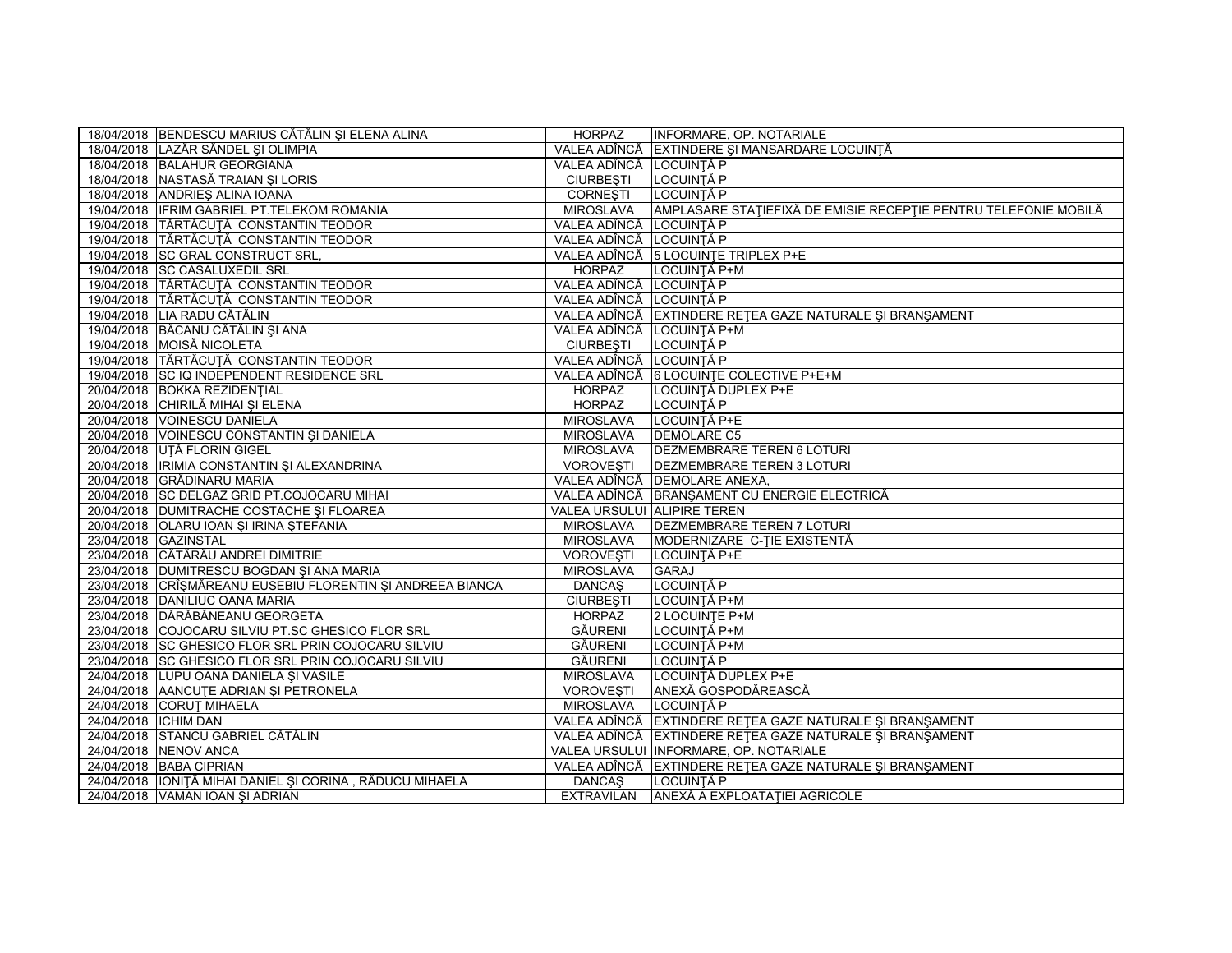| | | | |
|---|---|---|---|
| 18/04/2018 | BENDESCU MARIUS CĂTĂLIN ŞI ELENA ALINA | HORPAZ | INFORMARE, OP. NOTARIALE |
| 18/04/2018 | LAZĂR SĂNDEL ŞI OLIMPIA | VALEA ADÎNCĂ | EXTINDERE ŞI MANSARDARE LOCUINŢĂ |
| 18/04/2018 | BALAHUR GEORGIANA | VALEA ADÎNCĂ | LOCUINŢĂ P |
| 18/04/2018 | NASTASĂ TRAIAN ŞI LORIS | CIURBEŞTI | LOCUINŢĂ P |
| 18/04/2018 | ANDRIEŞ ALINA IOANA | CORNEŞTI | LOCUINŢĂ P |
| 19/04/2018 | IFRIM GABRIEL PT.TELEKOM ROMANIA | MIROSLAVA | AMPLASARE STAŢIEFIXĂ DE EMISIE RECEPŢIE PENTRU TELEFONIE MOBILĂ |
| 19/04/2018 | TĂRTĂCUŢĂ CONSTANTIN TEODOR | VALEA ADÎNCĂ | LOCUINŢĂ P |
| 19/04/2018 | TĂRTĂCUŢĂ CONSTANTIN TEODOR | VALEA ADÎNCĂ | LOCUINŢĂ P |
| 19/04/2018 | SC GRAL CONSTRUCT SRL, | VALEA ADÎNCĂ | 5 LOCUINŢE TRIPLEX P+E |
| 19/04/2018 | SC CASALUXEDIL SRL | HORPAZ | LOCUINŢĂ P+M |
| 19/04/2018 | TĂRTĂCUŢĂ CONSTANTIN TEODOR | VALEA ADÎNCĂ | LOCUINŢĂ P |
| 19/04/2018 | TĂRTĂCUŢĂ CONSTANTIN TEODOR | VALEA ADÎNCĂ | LOCUINŢĂ P |
| 19/04/2018 | LIA RADU CĂTĂLIN | VALEA ADÎNCĂ | EXTINDERE REŢEA GAZE NATURALE ŞI BRANŞAMENT |
| 19/04/2018 | BĂCANU CĂTĂLIN ŞI ANA | VALEA ADÎNCĂ | LOCUINŢĂ P+M |
| 19/04/2018 | MOISĂ NICOLETA | CIURBEŞTI | LOCUINŢĂ P |
| 19/04/2018 | TĂRTĂCUŢĂ CONSTANTIN TEODOR | VALEA ADÎNCĂ | LOCUINŢĂ P |
| 19/04/2018 | SC IQ INDEPENDENT RESIDENCE SRL | VALEA ADÎNCĂ | 6 LOCUINŢE COLECTIVE P+E+M |
| 20/04/2018 | BOKKA REZIDENŢIAL | HORPAZ | LOCUINŢĂ DUPLEX P+E |
| 20/04/2018 | CHIRILĂ MIHAI ŞI ELENA | HORPAZ | LOCUINŢĂ P |
| 20/04/2018 | VOINESCU DANIELA | MIROSLAVA | LOCUINŢĂ P+E |
| 20/04/2018 | VOINESCU CONSTANTIN ŞI DANIELA | MIROSLAVA | DEMOLARE C5 |
| 20/04/2018 | UŢĂ FLORIN GIGEL | MIROSLAVA | DEZMEMBRARE TEREN 6 LOTURI |
| 20/04/2018 | IRIMIA CONSTANTIN ŞI ALEXANDRINA | VOROVEŞTI | DEZMEMBRARE TEREN 3 LOTURI |
| 20/04/2018 | GRĂDINARU MARIA | VALEA ADÎNCĂ | DEMOLARE ANEXA, |
| 20/04/2018 | SC DELGAZ GRID PT.COJOCARU MIHAI | VALEA ADÎNCĂ | BRANŞAMENT CU ENERGIE ELECTRICĂ |
| 20/04/2018 | DUMITRACHE COSTACHE ŞI FLOAREA | VALEA URSULUI | ALIPIRE TEREN |
| 20/04/2018 | OLARU IOAN ŞI IRINA ŞTEFANIA | MIROSLAVA | DEZMEMBRARE TEREN 7 LOTURI |
| 23/04/2018 | GAZINSTAL | MIROSLAVA | MODERNIZARE C-ŢIE EXISTENTĂ |
| 23/04/2018 | CĂTĂRĂU ANDREI DIMITRIE | VOROVEŞTI | LOCUINŢĂ P+E |
| 23/04/2018 | DUMITRESCU BOGDAN ŞI ANA MARIA | MIROSLAVA | GARAJ |
| 23/04/2018 | CRÎŞMĂREANU EUSEBIU FLORENTIN ŞI ANDREEA BIANCA | DANCAŞ | LOCUINŢĂ P |
| 23/04/2018 | DANILIUC OANA MARIA | CIURBEŞTI | LOCUINŢĂ P+M |
| 23/04/2018 | DĂRĂBĂNEANU GEORGETA | HORPAZ | 2 LOCUINŢE P+M |
| 23/04/2018 | COJOCARU SILVIU PT.SC GHESICO FLOR SRL | GĂURENI | LOCUINŢĂ P+M |
| 23/04/2018 | SC GHESICO FLOR SRL PRIN COJOCARU SILVIU | GĂURENI | LOCUINŢĂ P+M |
| 23/04/2018 | SC GHESICO FLOR SRL PRIN COJOCARU SILVIU | GĂURENI | LOCUINŢĂ P |
| 24/04/2018 | LUPU OANA DANIELA ŞI VASILE | MIROSLAVA | LOCUINŢĂ DUPLEX P+E |
| 24/04/2018 | AANCUŢE ADRIAN ŞI PETRONELA | VOROVEŞTI | ANEXĂ GOSPODĂREASCĂ |
| 24/04/2018 | CORUŢ MIHAELA | MIROSLAVA | LOCUINŢĂ P |
| 24/04/2018 | ICHIM DAN | VALEA ADÎNCĂ | EXTINDERE REŢEA GAZE NATURALE ŞI BRANŞAMENT |
| 24/04/2018 | STANCU GABRIEL CĂTĂLIN | VALEA ADÎNCĂ | EXTINDERE REŢEA GAZE NATURALE ŞI BRANŞAMENT |
| 24/04/2018 | NENOV ANCA | VALEA URSULUI | INFORMARE, OP. NOTARIALE |
| 24/04/2018 | BABA CIPRIAN | VALEA ADÎNCĂ | EXTINDERE REŢEA GAZE NATURALE ŞI BRANŞAMENT |
| 24/04/2018 | IONIŢĂ MIHAI DANIEL ŞI CORINA , RĂDUCU MIHAELA | DANCAŞ | LOCUINŢĂ P |
| 24/04/2018 | VAMAN IOAN ŞI ADRIAN | EXTRAVILAN | ANEXĂ A EXPLOATAŢIEI AGRICOLE |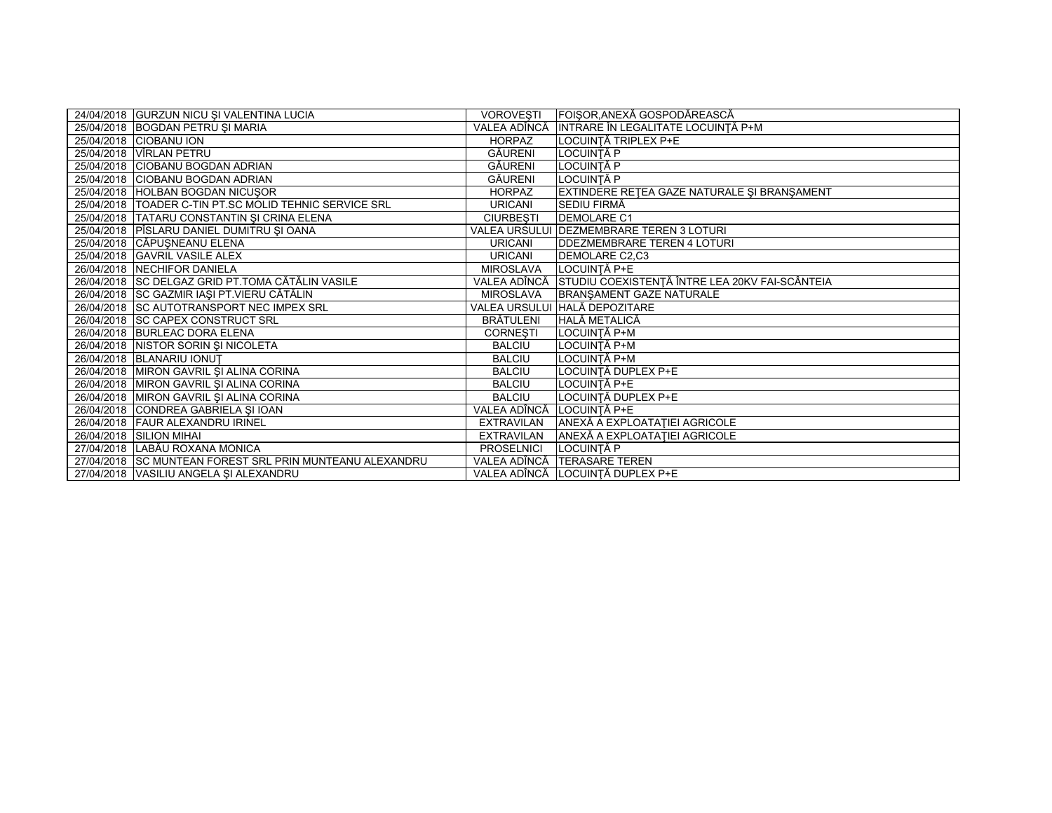| | | | |
|---|---|---|---|
| 24/04/2018 | GURZUN NICU ŞI VALENTINA LUCIA | VOROVEŞTI | FOIŞOR,ANEXĂ GOSPODĂREASCĂ |
| 25/04/2018 | BOGDAN PETRU ŞI MARIA | VALEA ADÎNCĂ | INTRARE ÎN LEGALITATE LOCUINŢĂ P+M |
| 25/04/2018 | CIOBANU ION | HORPAZ | LOCUINŢĂ TRIPLEX P+E |
| 25/04/2018 | VÎRLAN PETRU | GĂURENI | LOCUINŢĂ P |
| 25/04/2018 | CIOBANU BOGDAN ADRIAN | GĂURENI | LOCUINŢĂ P |
| 25/04/2018 | CIOBANU BOGDAN ADRIAN | GĂURENI | LOCUINŢĂ P |
| 25/04/2018 | HOLBAN BOGDAN NICUŞOR | HORPAZ | EXTINDERE REŢEA GAZE NATURALE ŞI BRANŞAMENT |
| 25/04/2018 | TOADER C-TIN PT.SC MOLID TEHNIC SERVICE SRL | URICANI | SEDIU FIRMĂ |
| 25/04/2018 | TATARU CONSTANTIN ŞI CRINA ELENA | CIURBEŞTI | DEMOLARE C1 |
| 25/04/2018 | PÎSLARU DANIEL DUMITRU ŞI OANA | VALEA URSULUI | DEZMEMBRARE TEREN 3 LOTURI |
| 25/04/2018 | CĂPUŞNEANU ELENA | URICANI | DDEZMEMBRARE TEREN 4 LOTURI |
| 25/04/2018 | GAVRIL VASILE ALEX | URICANI | DEMOLARE C2,C3 |
| 26/04/2018 | NECHIFOR DANIELA | MIROSLAVA | LOCUINŢĂ P+E |
| 26/04/2018 | SC DELGAZ GRID PT.TOMA CĂTĂLIN VASILE | VALEA ADÎNCĂ | STUDIU COEXISTENŢĂ ÎNTRE LEA 20KV FAI-SCÂNTEIA |
| 26/04/2018 | SC GAZMIR IAŞI PT.VIERU CĂTĂLIN | MIROSLAVA | BRANŞAMENT GAZE NATURALE |
| 26/04/2018 | SC AUTOTRANSPORT NEC IMPEX SRL | VALEA URSULUI | HALĂ DEPOZITARE |
| 26/04/2018 | SC CAPEX CONSTRUCT SRL | BRĂTULENI | HALĂ METALICĂ |
| 26/04/2018 | BURLEAC DORA ELENA | CORNEŞTI | LOCUINŢĂ P+M |
| 26/04/2018 | NISTOR SORIN ŞI NICOLETA | BALCIU | LOCUINŢĂ P+M |
| 26/04/2018 | BLANARIU IONUŢ | BALCIU | LOCUINŢĂ P+M |
| 26/04/2018 | MIRON GAVRIL ŞI ALINA CORINA | BALCIU | LOCUINŢĂ DUPLEX P+E |
| 26/04/2018 | MIRON GAVRIL ŞI ALINA CORINA | BALCIU | LOCUINŢĂ P+E |
| 26/04/2018 | MIRON GAVRIL ŞI ALINA CORINA | BALCIU | LOCUINŢĂ DUPLEX P+E |
| 26/04/2018 | CONDREA GABRIELA ŞI IOAN | VALEA ADÎNCĂ | LOCUINŢĂ P+E |
| 26/04/2018 | FAUR ALEXANDRU IRINEL | EXTRAVILAN | ANEXĂ A EXPLOATAŢIEI AGRICOLE |
| 26/04/2018 | SILION MIHAI | EXTRAVILAN | ANEXĂ A EXPLOATAŢIEI AGRICOLE |
| 27/04/2018 | LABĂU ROXANA MONICA | PROSELNICI | LOCUINŢĂ P |
| 27/04/2018 | SC MUNTEAN FOREST SRL PRIN MUNTEANU ALEXANDRU | VALEA ADÎNCĂ | TERASARE TEREN |
| 27/04/2018 | VASILIU ANGELA ŞI ALEXANDRU | VALEA ADÎNCĂ | LOCUINŢĂ DUPLEX P+E |